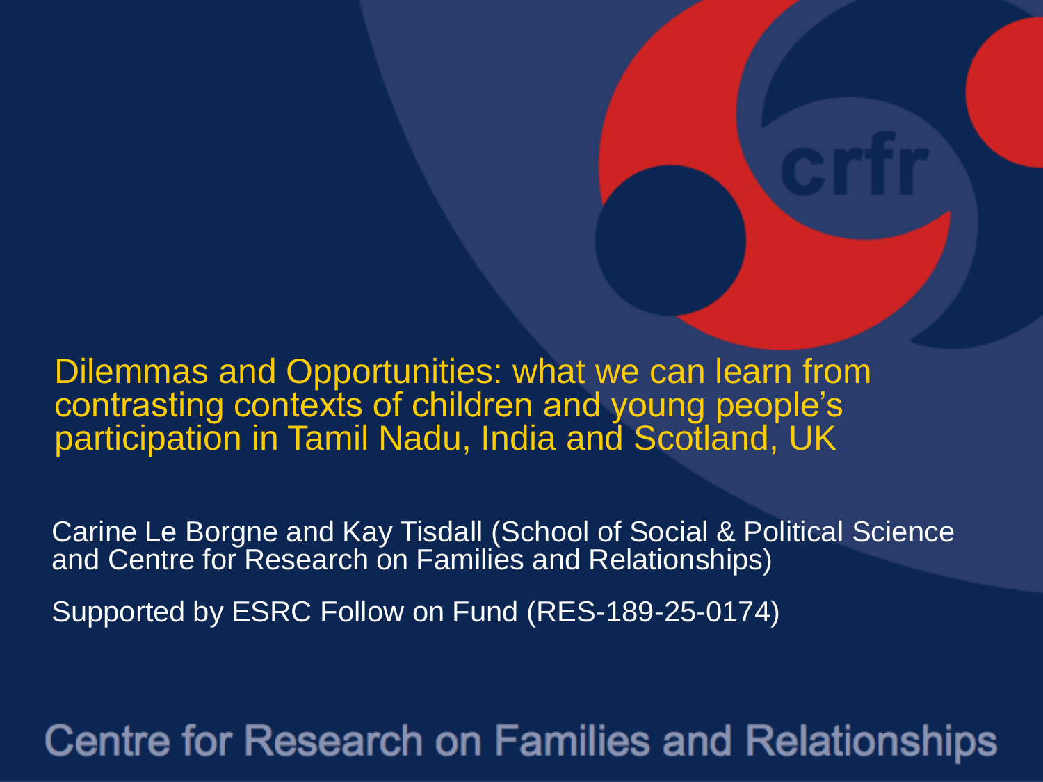# Dilemmas and Opportunities: what we can learn from contrasting contexts of children and young people's participation in Tamil Nadu, India and Scotland, UK

Carine Le Borgne and Kay Tisdall (School of Social & Political Science and Centre for Research on Families and Relationships)

Supported by ESRC Follow on Fund (RES-189-25-0174)

Centre for Research on Families and Relationships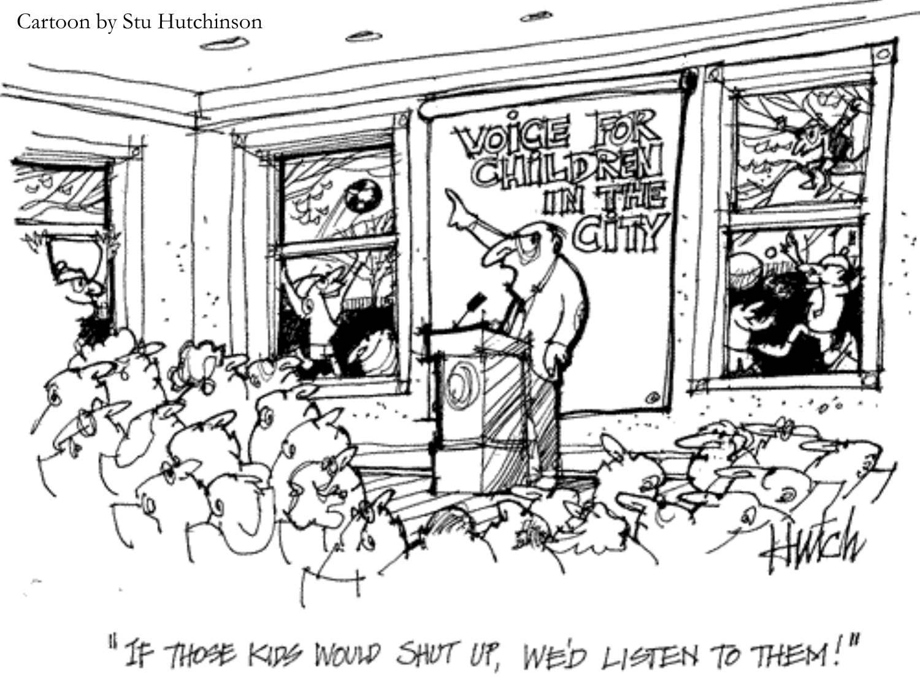Cartoon by Stu Hutchinson

"IF THOSE KIDS WOULD SHUT UP, WE'D LISTEN TO THEM!"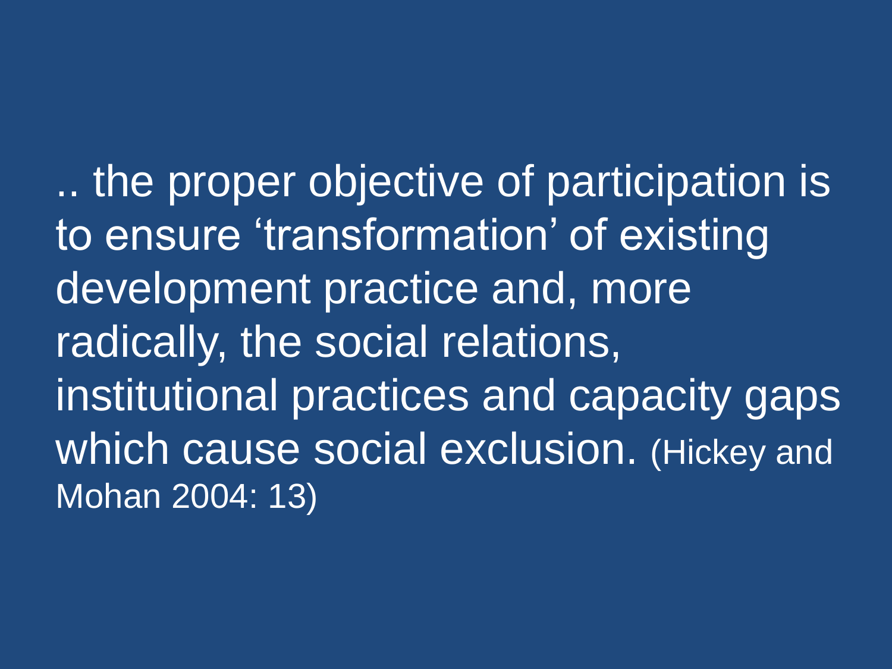.. the proper objective of participation is to ensure ‘transformation’ of existing development practice and, more radically, the social relations, institutional practices and capacity gaps which cause social exclusion. (Hickey and Mohan 2004: 13)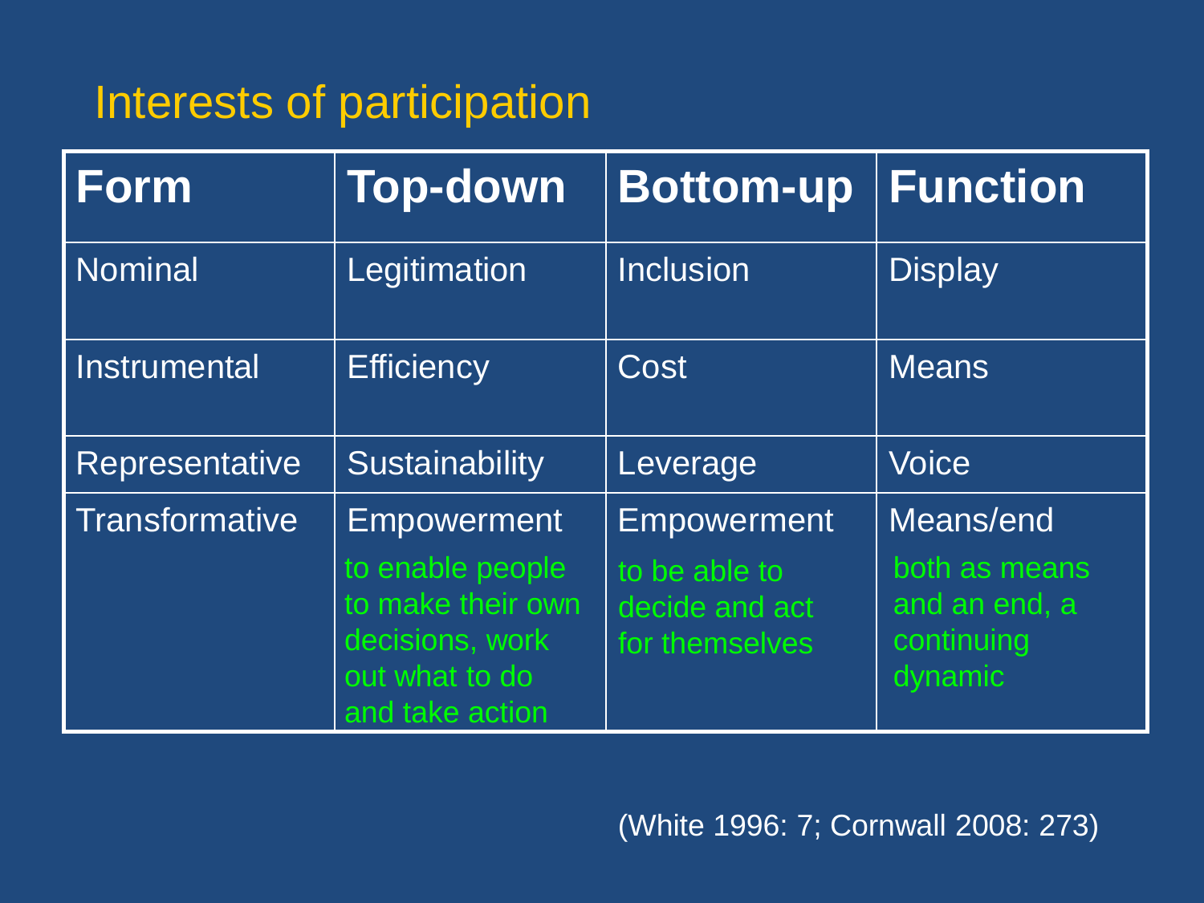## Interests of participation

| Form | Top-down | Bottom-up | Function |
|---|---|---|---|
| Nominal | Legitimation | Inclusion | Display |
| Instrumental | Efficiency | Cost | Means |
| Representative | Sustainability | Leverage | Voice |
| Transformative | Empowerment<br>to enable people to make their own decisions, work out what to do and take action | Empowerment<br>to be able to decide and act for themselves | Means/end<br>both as means and an end, a continuing dynamic |

(White 1996: 7; Cornwall 2008: 273)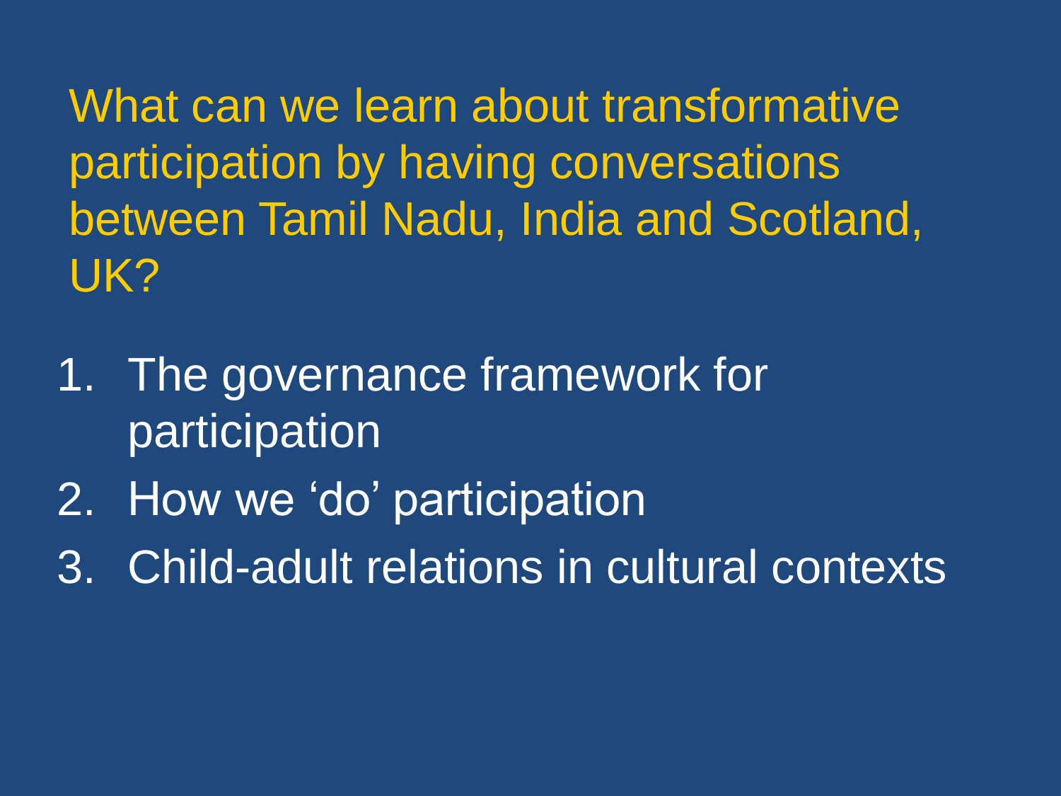## What can we learn about transformative participation by having conversations between Tamil Nadu, India and Scotland, UK?

1. The governance framework for participation
2. How we ‘do’ participation
3. Child-adult relations in cultural contexts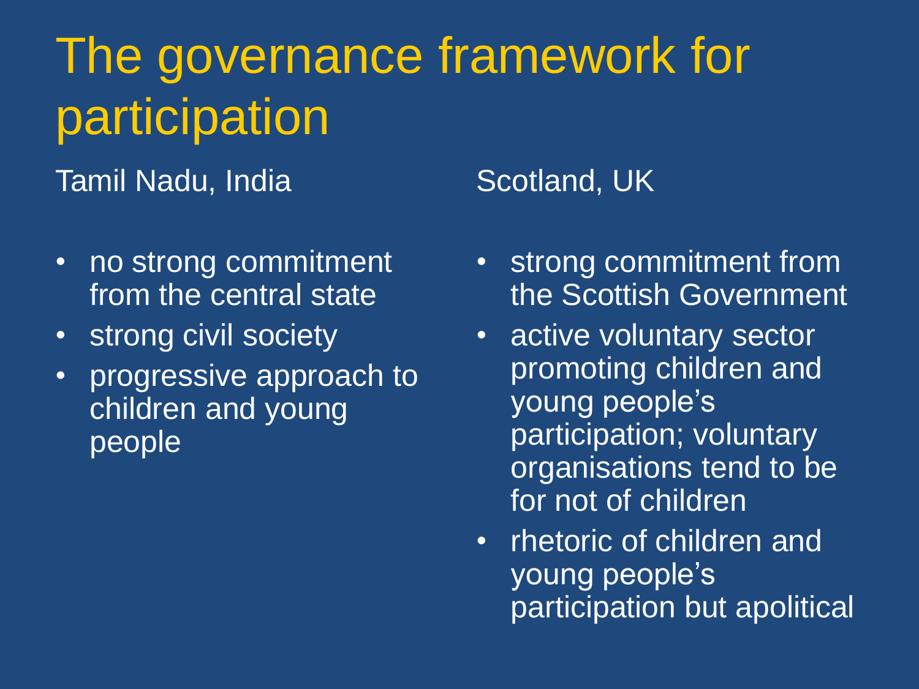# The governance framework for participation

## Tamil Nadu, India

- no strong commitment from the central state
- strong civil society
- progressive approach to children and young people

## Scotland, UK

- strong commitment from the Scottish Government
- active voluntary sector promoting children and young people's participation; voluntary organisations tend to be for not of children
- rhetoric of children and young people's participation but apolitical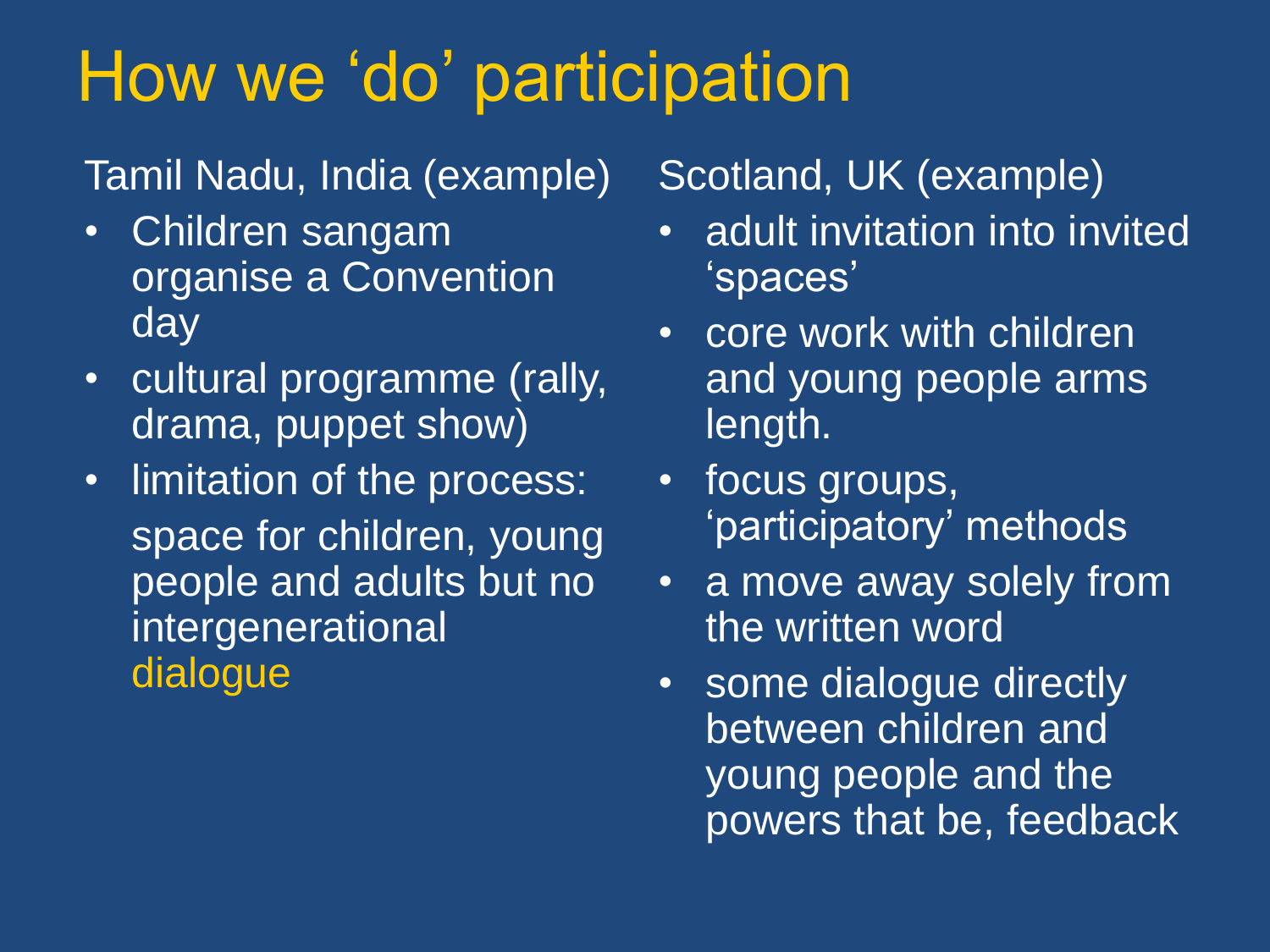# How we 'do' participation

Tamil Nadu, India (example)

- Children sangam organise a Convention day
- cultural programme (rally, drama, puppet show)
- limitation of the process:
  space for children, young people and adults but no intergenerational dialogue

Scotland, UK (example)

- adult invitation into invited 'spaces'
- core work with children and young people arms length.
- focus groups, 'participatory' methods
- a move away solely from the written word
- some dialogue directly between children and young people and the powers that be, feedback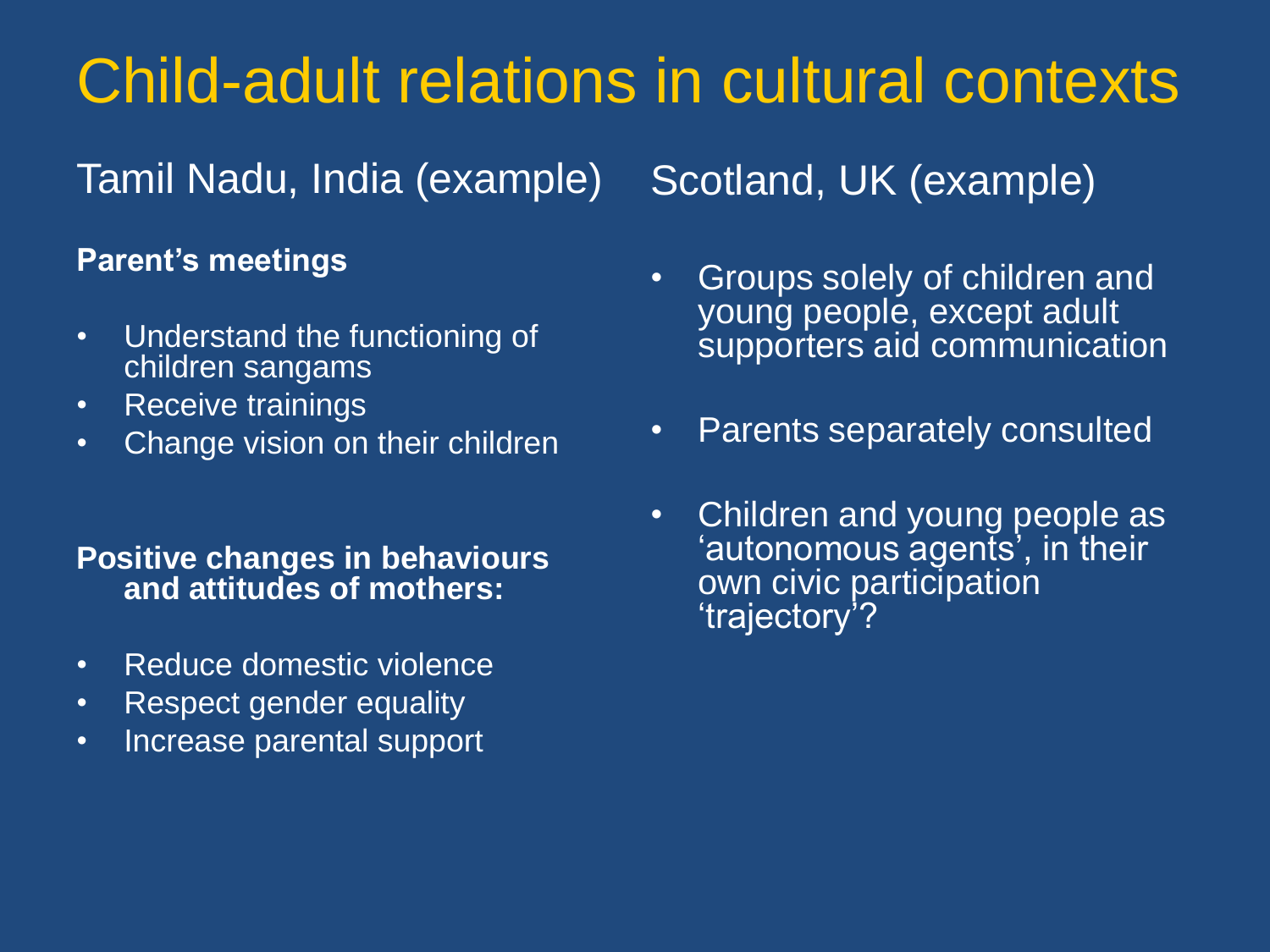# Child-adult relations in cultural contexts

## Tamil Nadu, India (example)

**Parent's meetings**

- Understand the functioning of children sangams
- Receive trainings
- Change vision on their children

**Positive changes in behaviours and attitudes of mothers:**

- Reduce domestic violence
- Respect gender equality
- Increase parental support

## Scotland, UK (example)

- Groups solely of children and young people, except adult supporters aid communication
- Parents separately consulted
- Children and young people as 'autonomous agents', in their own civic participation 'trajectory'?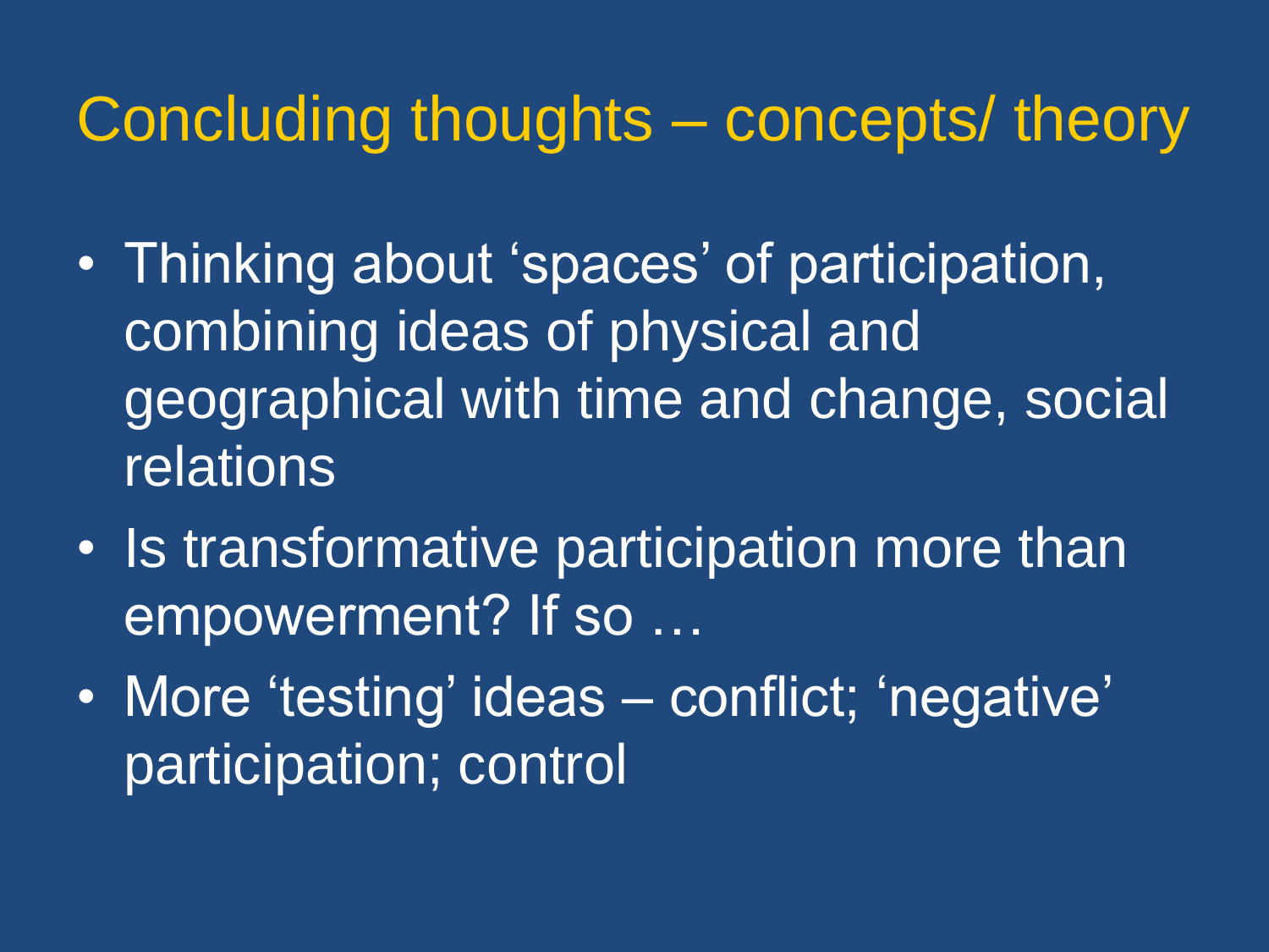# Concluding thoughts – concepts/ theory

- Thinking about ‘spaces’ of participation, combining ideas of physical and geographical with time and change, social relations
- Is transformative participation more than empowerment? If so …
- More ‘testing’ ideas – conflict; ‘negative’ participation; control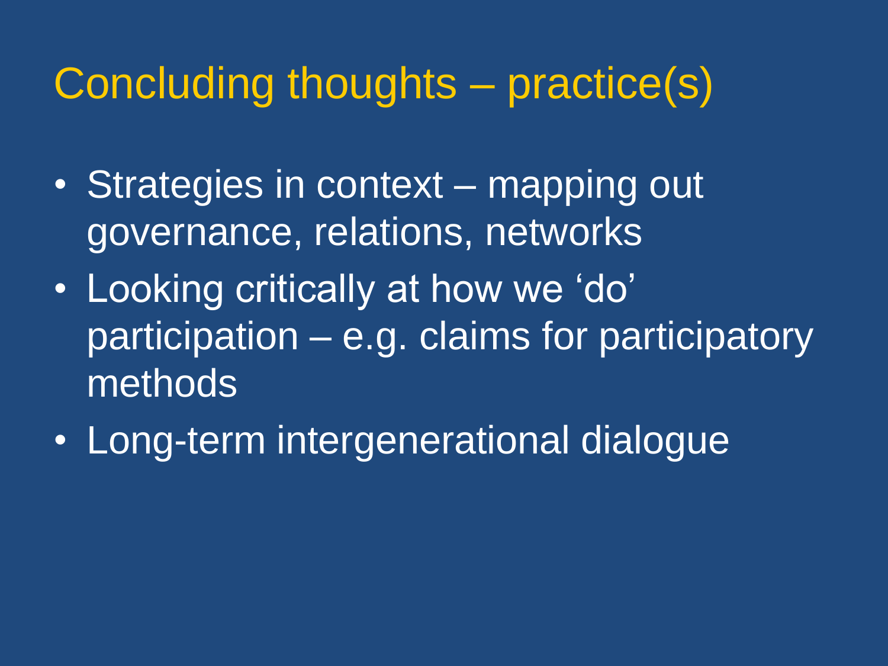# Concluding thoughts – practice(s)

- Strategies in context – mapping out governance, relations, networks
- Looking critically at how we ‘do’ participation – e.g. claims for participatory methods
- Long-term intergenerational dialogue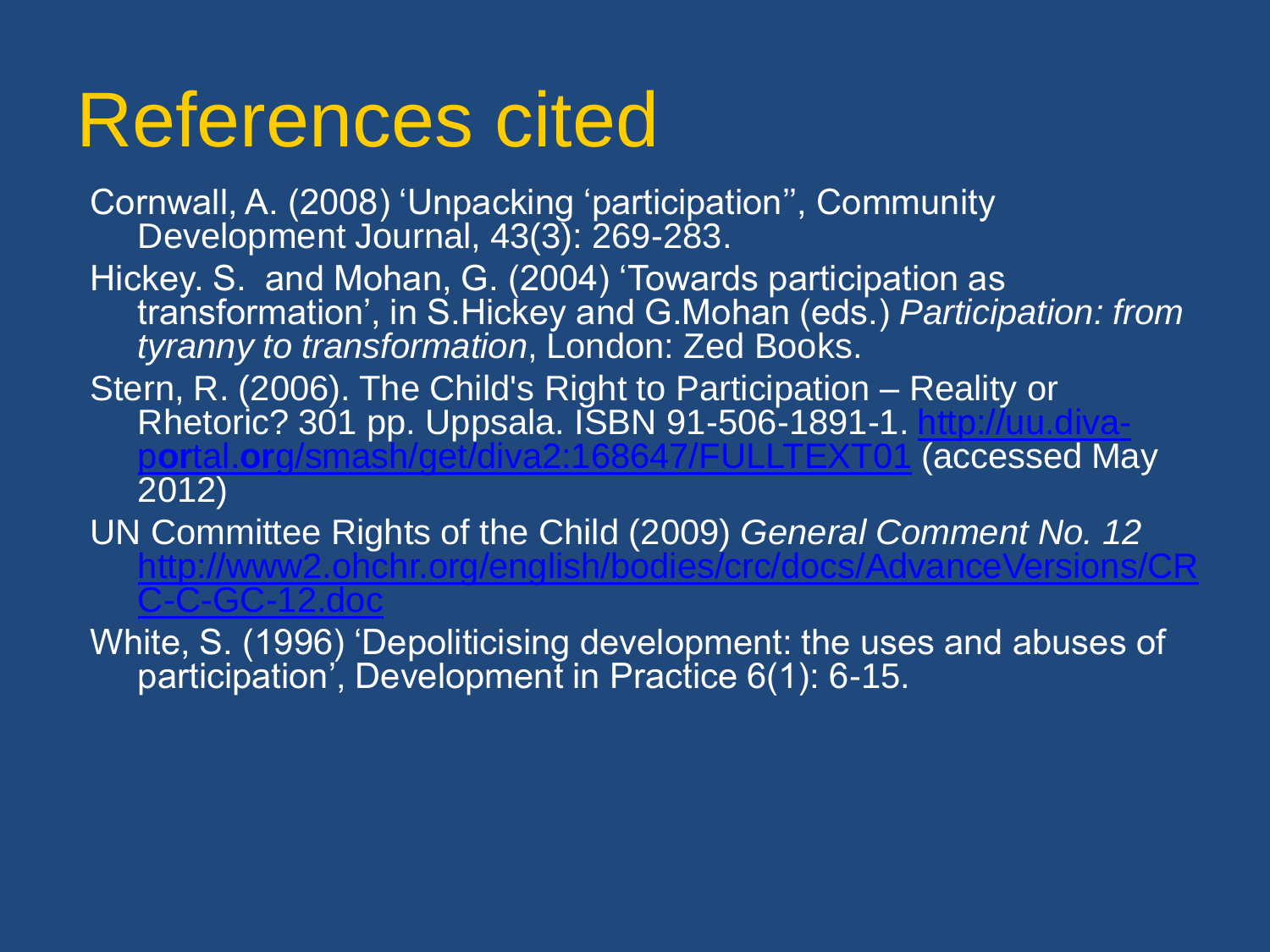# References cited

Cornwall, A. (2008) 'Unpacking 'participation'', Community Development Journal, 43(3): 269-283.

Hickey. S. and Mohan, G. (2004) 'Towards participation as transformation', in S.Hickey and G.Mohan (eds.) *Participation: from tyranny to transformation*, London: Zed Books.

Stern, R. (2006). The Child's Right to Participation – Reality or Rhetoric? 301 pp. Uppsala. ISBN 91-506-1891-1. http://uu.diva-portal.org/smash/get/diva2:168647/FULLTEXT01 (accessed May 2012)

UN Committee Rights of the Child (2009) *General Comment No. 12* http://www2.ohchr.org/english/bodies/crc/docs/AdvanceVersions/CRC-C-GC-12.doc

White, S. (1996) 'Depoliticising development: the uses and abuses of participation', Development in Practice 6(1): 6-15.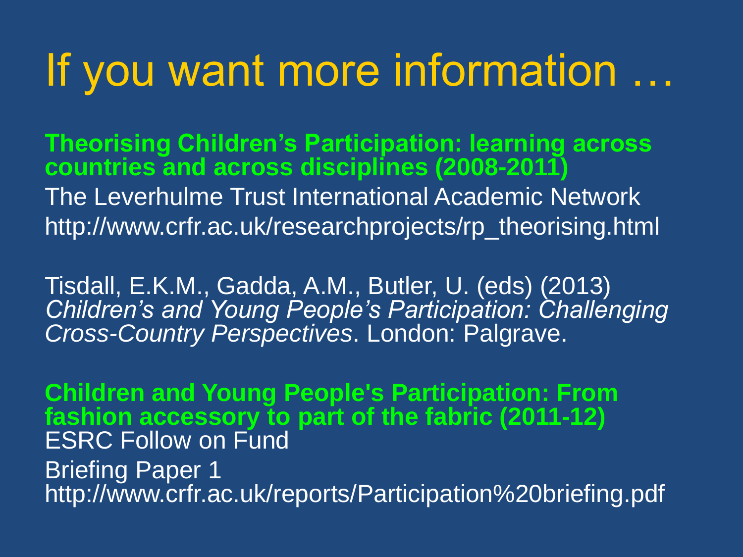# If you want more information …

**Theorising Children's Participation: learning across countries and across disciplines (2008-2011)**

The Leverhulme Trust International Academic Network

http://www.crfr.ac.uk/researchprojects/rp_theorising.html

Tisdall, E.K.M., Gadda, A.M., Butler, U. (eds) (2013) *Children's and Young People's Participation: Challenging Cross-Country Perspectives*. London: Palgrave.

**Children and Young People's Participation: From fashion accessory to part of the fabric (2011-12)**

ESRC Follow on Fund

Briefing Paper 1

http://www.crfr.ac.uk/reports/Participation%20briefing.pdf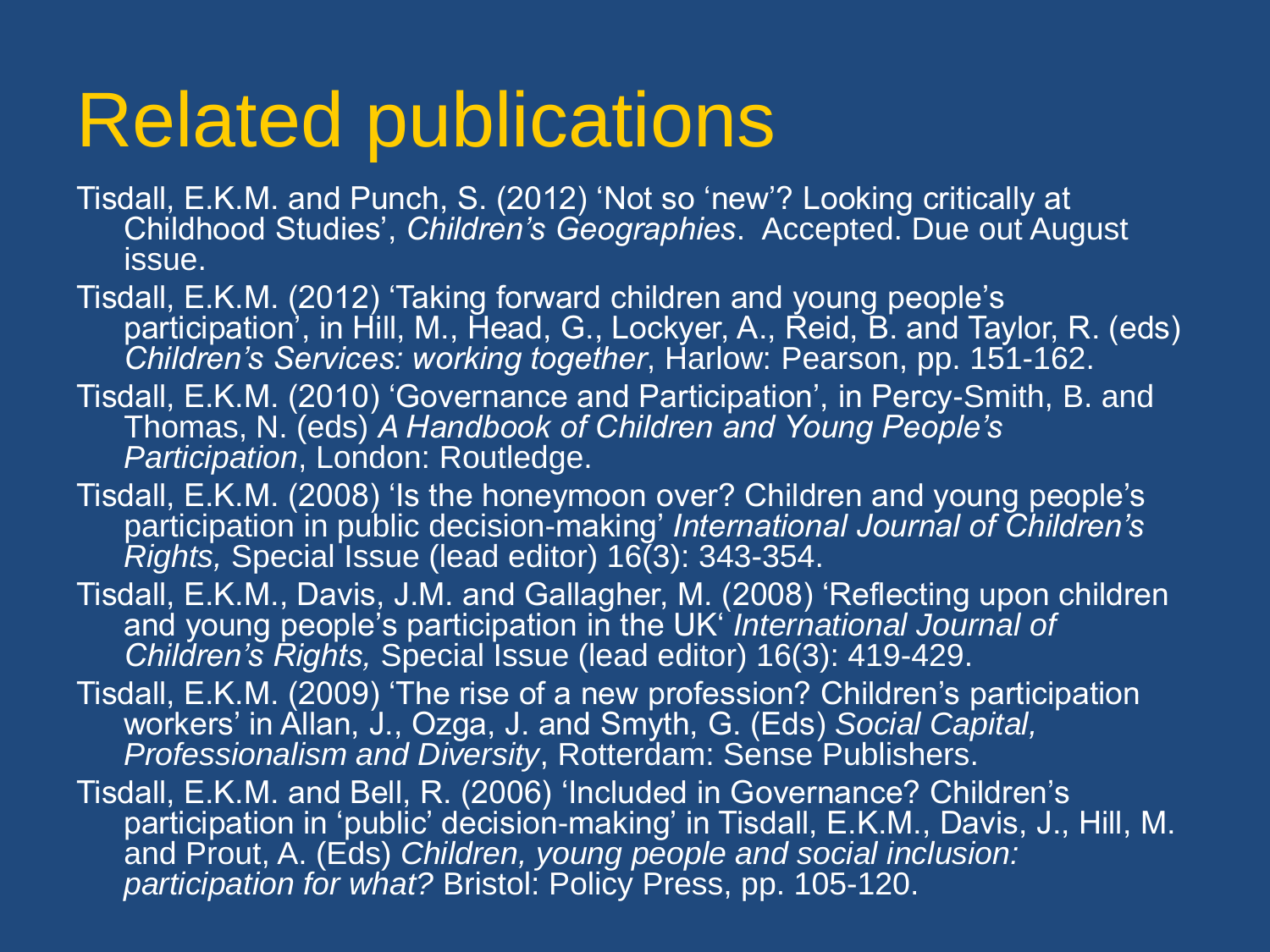# Related publications

Tisdall, E.K.M. and Punch, S. (2012) 'Not so 'new'? Looking critically at Childhood Studies', *Children's Geographies*. Accepted. Due out August issue.

Tisdall, E.K.M. (2012) 'Taking forward children and young people's participation', in Hill, M., Head, G., Lockyer, A., Reid, B. and Taylor, R. (eds) *Children's Services: working together*, Harlow: Pearson, pp. 151-162.

Tisdall, E.K.M. (2010) 'Governance and Participation', in Percy-Smith, B. and Thomas, N. (eds) *A Handbook of Children and Young People's Participation*, London: Routledge.

Tisdall, E.K.M. (2008) 'Is the honeymoon over? Children and young people's participation in public decision-making' *International Journal of Children's Rights,* Special Issue (lead editor) 16(3): 343-354.

Tisdall, E.K.M., Davis, J.M. and Gallagher, M. (2008) 'Reflecting upon children and young people's participation in the UK' *International Journal of Children's Rights,* Special Issue (lead editor) 16(3): 419-429.

Tisdall, E.K.M. (2009) 'The rise of a new profession? Children's participation workers' in Allan, J., Ozga, J. and Smyth, G. (Eds) *Social Capital, Professionalism and Diversity*, Rotterdam: Sense Publishers.

Tisdall, E.K.M. and Bell, R. (2006) 'Included in Governance? Children's participation in 'public' decision-making' in Tisdall, E.K.M., Davis, J., Hill, M. and Prout, A. (Eds) *Children, young people and social inclusion: participation for what?* Bristol: Policy Press, pp. 105-120.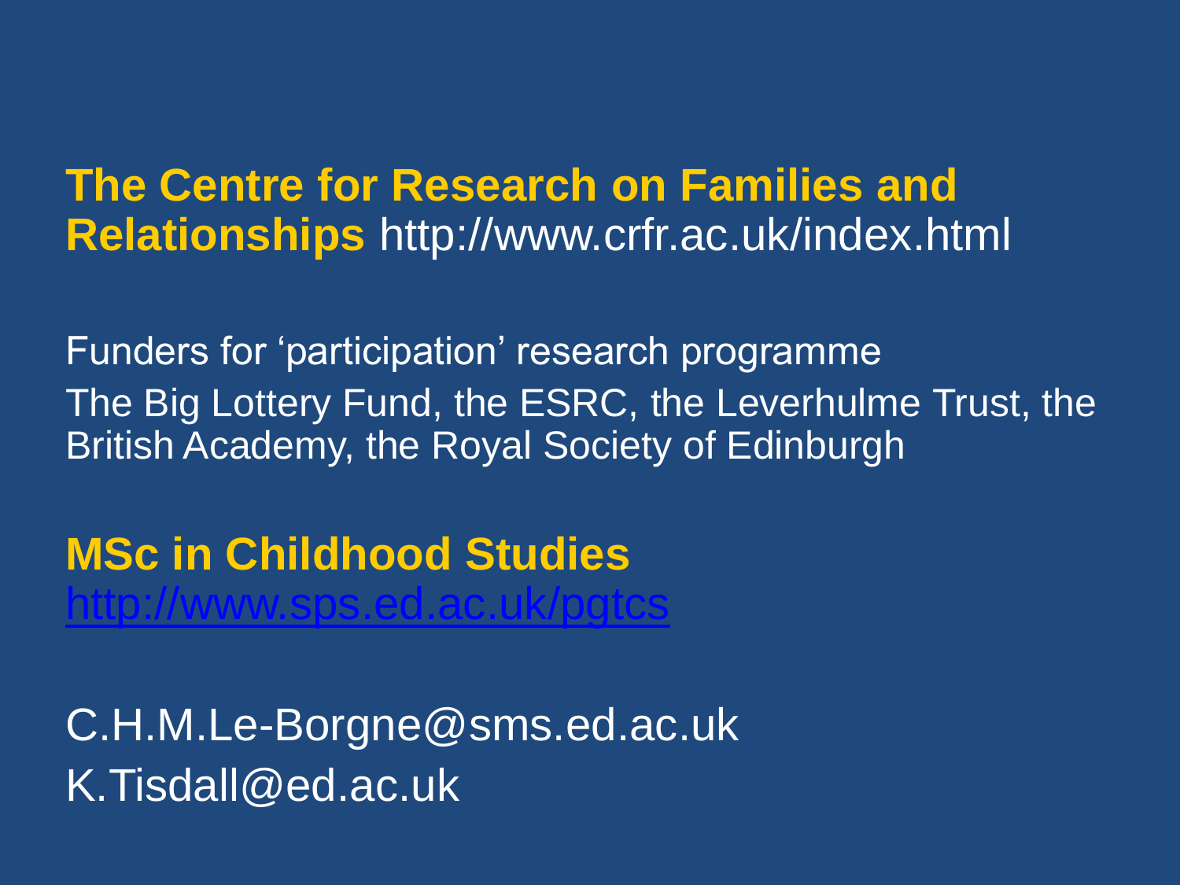**The Centre for Research on Families and Relationships** http://www.crfr.ac.uk/index.html

Funders for 'participation' research programme

The Big Lottery Fund, the ESRC, the Leverhulme Trust, the British Academy, the Royal Society of Edinburgh

**MSc in Childhood Studies**
http://www.sps.ed.ac.uk/pgtcs

C.H.M.Le-Borgne@sms.ed.ac.uk
K.Tisdall@ed.ac.uk